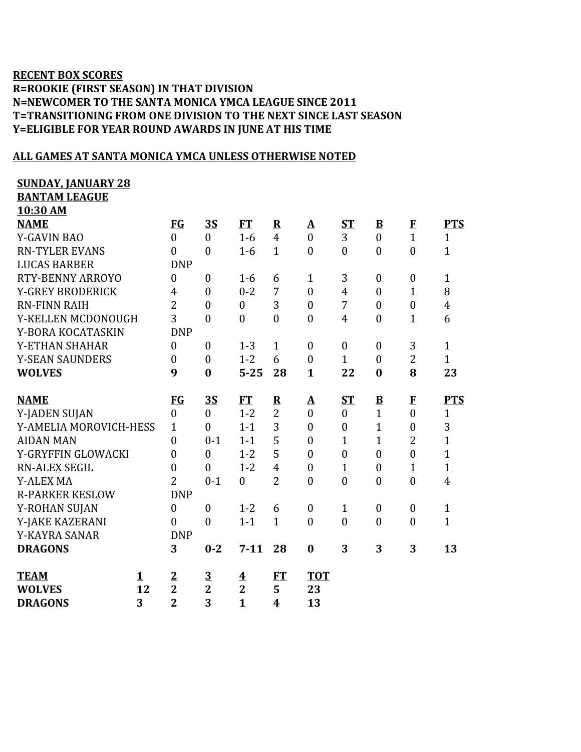**RECENT BOX SCORES**
**R=ROOKIE (FIRST SEASON) IN THAT DIVISION**
**N=NEWCOMER TO THE SANTA MONICA YMCA LEAGUE SINCE 2011**
**T=TRANSITIONING FROM ONE DIVISION TO THE NEXT SINCE LAST SEASON**
**Y=ELIGIBLE FOR YEAR ROUND AWARDS IN JUNE AT HIS TIME**

**ALL GAMES AT SANTA MONICA YMCA UNLESS OTHERWISE NOTED**

**SUNDAY, JANUARY 28**
**BANTAM LEAGUE**
**10:30 AM**

| NAME | FG | 3S | FT | R | A | ST | B | F | PTS |
|---|---|---|---|---|---|---|---|---|---|
| Y-GAVIN BAO | 0 | 0 | 1-6 | 4 | 0 | 3 | 0 | 1 | 1 |
| RN-TYLER EVANS | 0 | 0 | 1-6 | 1 | 0 | 0 | 0 | 0 | 1 |
| LUCAS BARBER | DNP | | | | | | | | |
| RTY-BENNY ARROYO | 0 | 0 | 1-6 | 6 | 1 | 3 | 0 | 0 | 1 |
| Y-GREY BRODERICK | 4 | 0 | 0-2 | 7 | 0 | 4 | 0 | 1 | 8 |
| RN-FINN RAIH | 2 | 0 | 0 | 3 | 0 | 7 | 0 | 0 | 4 |
| Y-KELLEN MCDONOUGH | 3 | 0 | 0 | 0 | 0 | 4 | 0 | 1 | 6 |
| Y-BORA KOCATASKIN | DNP | | | | | | | | |
| Y-ETHAN SHAHAR | 0 | 0 | 1-3 | 1 | 0 | 0 | 0 | 3 | 1 |
| Y-SEAN SAUNDERS | 0 | 0 | 1-2 | 6 | 0 | 1 | 0 | 2 | 1 |
| **WOLVES** | **9** | **0** | **5-25** | **28** | **1** | **22** | **0** | **8** | **23** |

| NAME | FG | 3S | FT | R | A | ST | B | F | PTS |
|---|---|---|---|---|---|---|---|---|---|
| Y-JADEN SUJAN | 0 | 0 | 1-2 | 2 | 0 | 0 | 1 | 0 | 1 |
| Y-AMELIA MOROVICH-HESS | 1 | 0 | 1-1 | 3 | 0 | 0 | 1 | 0 | 3 |
| AIDAN MAN | 0 | 0-1 | 1-1 | 5 | 0 | 1 | 1 | 2 | 1 |
| Y-GRYFFIN GLOWACKI | 0 | 0 | 1-2 | 5 | 0 | 0 | 0 | 0 | 1 |
| RN-ALEX SEGIL | 0 | 0 | 1-2 | 4 | 0 | 1 | 0 | 1 | 1 |
| Y-ALEX MA | 2 | 0-1 | 0 | 2 | 0 | 0 | 0 | 0 | 4 |
| R-PARKER KESLOW | DNP | | | | | | | | |
| Y-ROHAN SUJAN | 0 | 0 | 1-2 | 6 | 0 | 1 | 0 | 0 | 1 |
| Y-JAKE KAZERANI | 0 | 0 | 1-1 | 1 | 0 | 0 | 0 | 0 | 1 |
| Y-KAYRA SANAR | DNP | | | | | | | | |
| **DRAGONS** | **3** | **0-2** | **7-11** | **28** | **0** | **3** | **3** | **3** | **13** |

| TEAM | 1 | 2 | 3 | 4 | FT | TOT |
|---|---|---|---|---|---|---|
| **WOLVES** | **12** | **2** | **2** | **2** | **5** | **23** |
| **DRAGONS** | **3** | **2** | **3** | **1** | **4** | **13** |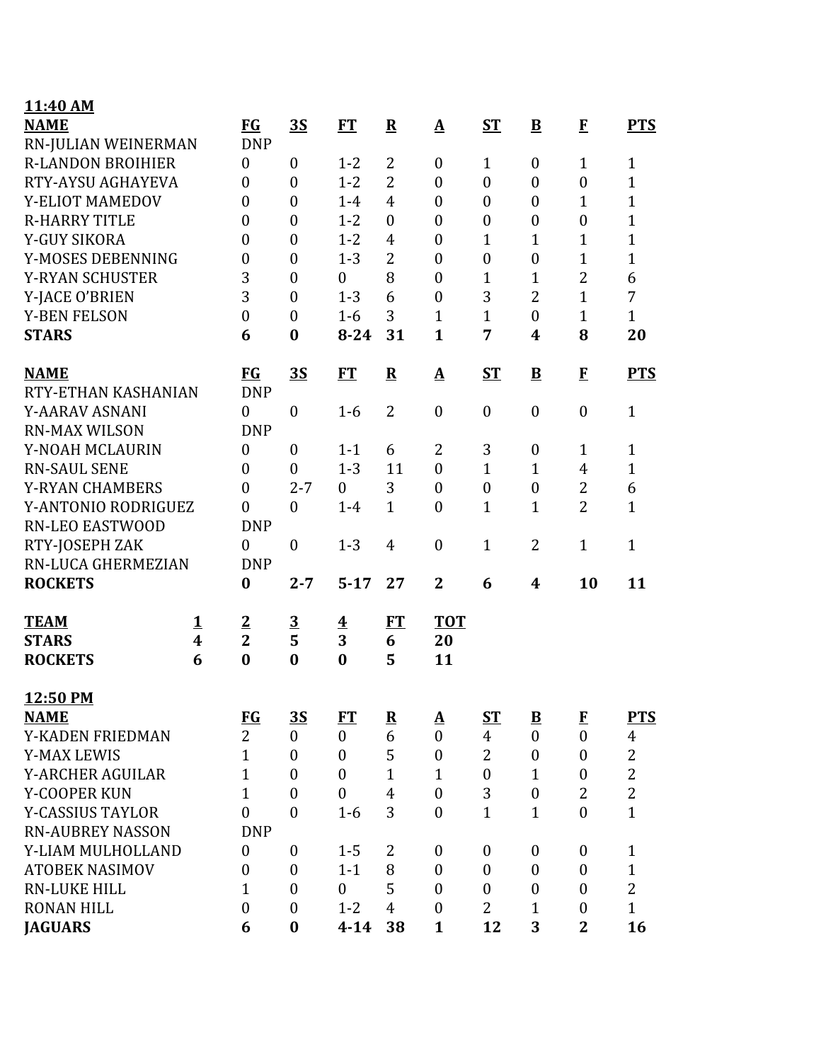**11:40 AM**

| NAME | FG | 3S | FT | R | A | ST | B | F | PTS |
|---|---|---|---|---|---|---|---|---|---|
| RN-JULIAN WEINERMAN | DNP | | | | | | | | |
| R-LANDON BROIHIER | 0 | 0 | 1-2 | 2 | 0 | 1 | 0 | 1 | 1 |
| RTY-AYSU AGHAYEVA | 0 | 0 | 1-2 | 2 | 0 | 0 | 0 | 0 | 1 |
| Y-ELIOT MAMEDOV | 0 | 0 | 1-4 | 4 | 0 | 0 | 0 | 1 | 1 |
| R-HARRY TITLE | 0 | 0 | 1-2 | 0 | 0 | 0 | 0 | 0 | 1 |
| Y-GUY SIKORA | 0 | 0 | 1-2 | 4 | 0 | 1 | 1 | 1 | 1 |
| Y-MOSES DEBENNING | 0 | 0 | 1-3 | 2 | 0 | 0 | 0 | 1 | 1 |
| Y-RYAN SCHUSTER | 3 | 0 | 0 | 8 | 0 | 1 | 1 | 2 | 6 |
| Y-JACE O'BRIEN | 3 | 0 | 1-3 | 6 | 0 | 3 | 2 | 1 | 7 |
| Y-BEN FELSON | 0 | 0 | 1-6 | 3 | 1 | 1 | 0 | 1 | 1 |
| **STARS** | **6** | **0** | **8-24** | **31** | **1** | **7** | **4** | **8** | **20** |

| NAME | FG | 3S | FT | R | A | ST | B | F | PTS |
|---|---|---|---|---|---|---|---|---|---|
| RTY-ETHAN KASHANIAN | DNP | | | | | | | | |
| Y-AARAV ASNANI | 0 | 0 | 1-6 | 2 | 0 | 0 | 0 | 0 | 1 |
| RN-MAX WILSON | DNP | | | | | | | | |
| Y-NOAH MCLAURIN | 0 | 0 | 1-1 | 6 | 2 | 3 | 0 | 1 | 1 |
| RN-SAUL SENE | 0 | 0 | 1-3 | 11 | 0 | 1 | 1 | 4 | 1 |
| Y-RYAN CHAMBERS | 0 | 2-7 | 0 | 3 | 0 | 0 | 0 | 2 | 6 |
| Y-ANTONIO RODRIGUEZ | 0 | 0 | 1-4 | 1 | 0 | 1 | 1 | 2 | 1 |
| RN-LEO EASTWOOD | DNP | | | | | | | | |
| RTY-JOSEPH ZAK | 0 | 0 | 1-3 | 4 | 0 | 1 | 2 | 1 | 1 |
| RN-LUCA GHERMEZIAN | DNP | | | | | | | | |
| **ROCKETS** | **0** | **2-7** | **5-17** | **27** | **2** | **6** | **4** | **10** | **11** |

| TEAM | 1 | 2 | 3 | 4 | FT | TOT |
|---|---|---|---|---|---|---|
| **STARS** | **4** | **2** | **5** | **3** | **6** | **20** |
| **ROCKETS** | **6** | **0** | **0** | **0** | **5** | **11** |

**12:50 PM**

| NAME | FG | 3S | FT | R | A | ST | B | F | PTS |
|---|---|---|---|---|---|---|---|---|---|
| Y-KADEN FRIEDMAN | 2 | 0 | 0 | 6 | 0 | 4 | 0 | 0 | 4 |
| Y-MAX LEWIS | 1 | 0 | 0 | 5 | 0 | 2 | 0 | 0 | 2 |
| Y-ARCHER AGUILAR | 1 | 0 | 0 | 1 | 1 | 0 | 1 | 0 | 2 |
| Y-COOPER KUN | 1 | 0 | 0 | 4 | 0 | 3 | 0 | 2 | 2 |
| Y-CASSIUS TAYLOR | 0 | 0 | 1-6 | 3 | 0 | 1 | 1 | 0 | 1 |
| RN-AUBREY NASSON | DNP | | | | | | | | |
| Y-LIAM MULHOLLAND | 0 | 0 | 1-5 | 2 | 0 | 0 | 0 | 0 | 1 |
| ATOBEK NASIMOV | 0 | 0 | 1-1 | 8 | 0 | 0 | 0 | 0 | 1 |
| RN-LUKE HILL | 1 | 0 | 0 | 5 | 0 | 0 | 0 | 0 | 2 |
| RONAN HILL | 0 | 0 | 1-2 | 4 | 0 | 2 | 1 | 0 | 1 |
| **JAGUARS** | **6** | **0** | **4-14** | **38** | **1** | **12** | **3** | **2** | **16** |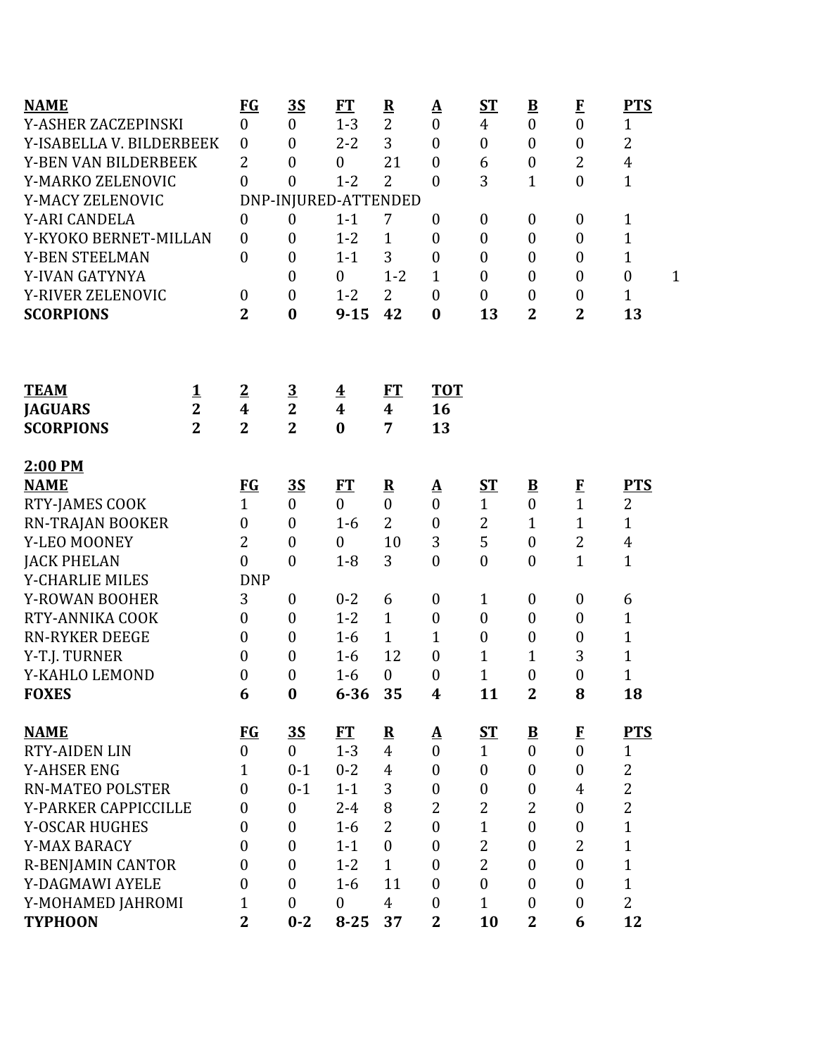| NAME | FG | 3S | FT | R | A | ST | B | F | PTS | |
|---|---|---|---|---|---|---|---|---|---|---|
| Y-ASHER ZACZEPINSKI | 0 | 0 | 1-3 | 2 | 0 | 4 | 0 | 0 | 1 | |
| Y-ISABELLA V. BILDERBEEK | 0 | 0 | 2-2 | 3 | 0 | 0 | 0 | 0 | 2 | |
| Y-BEN VAN BILDERBEEK | 2 | 0 | 0 | 21 | 0 | 6 | 0 | 2 | 4 | |
| Y-MARKO ZELENOVIC | 0 | 0 | 1-2 | 2 | 0 | 3 | 1 | 0 | 1 | |
| Y-MACY ZELENOVIC | DNP-INJURED-ATTENDED | | | | | | | | | |
| Y-ARI CANDELA | 0 | 0 | 1-1 | 7 | 0 | 0 | 0 | 0 | 1 | |
| Y-KYOKO BERNET-MILLAN | 0 | 0 | 1-2 | 1 | 0 | 0 | 0 | 0 | 1 | |
| Y-BEN STEELMAN | 0 | 0 | 1-1 | 3 | 0 | 0 | 0 | 0 | 1 | |
| Y-IVAN GATYNYA | | 0 | 0 | 1-2 | 1 | 0 | 0 | 0 | 0 | 1 |
| Y-RIVER ZELENOVIC | 0 | 0 | 1-2 | 2 | 0 | 0 | 0 | 0 | 1 | |
| **SCORPIONS** | **2** | **0** | **9-15** | **42** | **0** | **13** | **2** | **2** | **13** | |

| TEAM | 1 | 2 | 3 | 4 | FT | TOT |
|---|---|---|---|---|---|---|
| **JAGUARS** | **2** | **4** | **2** | **4** | **4** | **16** |
| **SCORPIONS** | **2** | **2** | **2** | **0** | **7** | **13** |

**2:00 PM**

| NAME | FG | 3S | FT | R | A | ST | B | F | PTS |
|---|---|---|---|---|---|---|---|---|---|
| RTY-JAMES COOK | 1 | 0 | 0 | 0 | 0 | 1 | 0 | 1 | 2 |
| RN-TRAJAN BOOKER | 0 | 0 | 1-6 | 2 | 0 | 2 | 1 | 1 | 1 |
| Y-LEO MOONEY | 2 | 0 | 0 | 10 | 3 | 5 | 0 | 2 | 4 |
| JACK PHELAN | 0 | 0 | 1-8 | 3 | 0 | 0 | 0 | 1 | 1 |
| Y-CHARLIE MILES | DNP | | | | | | | | |
| Y-ROWAN BOOHER | 3 | 0 | 0-2 | 6 | 0 | 1 | 0 | 0 | 6 |
| RTY-ANNIKA COOK | 0 | 0 | 1-2 | 1 | 0 | 0 | 0 | 0 | 1 |
| RN-RYKER DEEGE | 0 | 0 | 1-6 | 1 | 1 | 0 | 0 | 0 | 1 |
| Y-T.J. TURNER | 0 | 0 | 1-6 | 12 | 0 | 1 | 1 | 3 | 1 |
| Y-KAHLO LEMOND | 0 | 0 | 1-6 | 0 | 0 | 1 | 0 | 0 | 1 |
| **FOXES** | **6** | **0** | **6-36** | **35** | **4** | **11** | **2** | **8** | **18** |

| NAME | FG | 3S | FT | R | A | ST | B | F | PTS |
|---|---|---|---|---|---|---|---|---|---|
| RTY-AIDEN LIN | 0 | 0 | 1-3 | 4 | 0 | 1 | 0 | 0 | 1 |
| Y-AHSER ENG | 1 | 0-1 | 0-2 | 4 | 0 | 0 | 0 | 0 | 2 |
| RN-MATEO POLSTER | 0 | 0-1 | 1-1 | 3 | 0 | 0 | 0 | 4 | 2 |
| Y-PARKER CAPPICCILLE | 0 | 0 | 2-4 | 8 | 2 | 2 | 2 | 0 | 2 |
| Y-OSCAR HUGHES | 0 | 0 | 1-6 | 2 | 0 | 1 | 0 | 0 | 1 |
| Y-MAX BARACY | 0 | 0 | 1-1 | 0 | 0 | 2 | 0 | 2 | 1 |
| R-BENJAMIN CANTOR | 0 | 0 | 1-2 | 1 | 0 | 2 | 0 | 0 | 1 |
| Y-DAGMAWI AYELE | 0 | 0 | 1-6 | 11 | 0 | 0 | 0 | 0 | 1 |
| Y-MOHAMED JAHROMI | 1 | 0 | 0 | 4 | 0 | 1 | 0 | 0 | 2 |
| **TYPHOON** | **2** | **0-2** | **8-25** | **37** | **2** | **10** | **2** | **6** | **12** |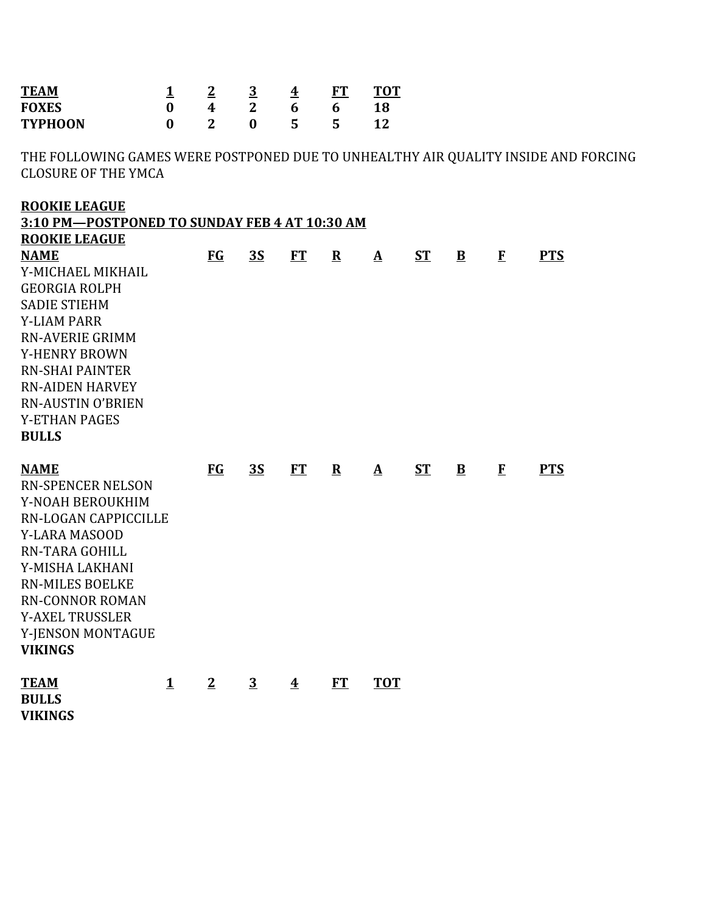| TEAM | 1 | 2 | 3 | 4 | FT | TOT |
| --- | --- | --- | --- | --- | --- | --- |
| FOXES | 0 | 4 | 2 | 6 | 6 | 18 |
| TYPHOON | 0 | 2 | 0 | 5 | 5 | 12 |

THE FOLLOWING GAMES WERE POSTPONED DUE TO UNHEALTHY AIR QUALITY INSIDE AND FORCING CLOSURE OF THE YMCA

**ROOKIE LEAGUE**
**3:10 PM—POSTPONED TO SUNDAY FEB 4 AT 10:30 AM**
**ROOKIE LEAGUE**

| NAME | FG | 3S | FT | R | A | ST | B | F | PTS |
| --- | --- | --- | --- | --- | --- | --- | --- | --- | --- |
| Y-MICHAEL MIKHAIL | | | | | | | | | |
| GEORGIA ROLPH | | | | | | | | | |
| SADIE STIEHM | | | | | | | | | |
| Y-LIAM PARR | | | | | | | | | |
| RN-AVERIE GRIMM | | | | | | | | | |
| Y-HENRY BROWN | | | | | | | | | |
| RN-SHAI PAINTER | | | | | | | | | |
| RN-AIDEN HARVEY | | | | | | | | | |
| RN-AUSTIN O'BRIEN | | | | | | | | | |
| Y-ETHAN PAGES | | | | | | | | | |
| **BULLS** | | | | | | | | | |

| NAME | FG | 3S | FT | R | A | ST | B | F | PTS |
| --- | --- | --- | --- | --- | --- | --- | --- | --- | --- |
| RN-SPENCER NELSON | | | | | | | | | |
| Y-NOAH BEROUKHIM | | | | | | | | | |
| RN-LOGAN CAPPICCILLE | | | | | | | | | |
| Y-LARA MASOOD | | | | | | | | | |
| RN-TARA GOHILL | | | | | | | | | |
| Y-MISHA LAKHANI | | | | | | | | | |
| RN-MILES BOELKE | | | | | | | | | |
| RN-CONNOR ROMAN | | | | | | | | | |
| Y-AXEL TRUSSLER | | | | | | | | | |
| Y-JENSON MONTAGUE | | | | | | | | | |
| **VIKINGS** | | | | | | | | | |

| TEAM | 1 | 2 | 3 | 4 | FT | TOT |
| --- | --- | --- | --- | --- | --- | --- |
| BULLS | | | | | | |
| VIKINGS | | | | | | |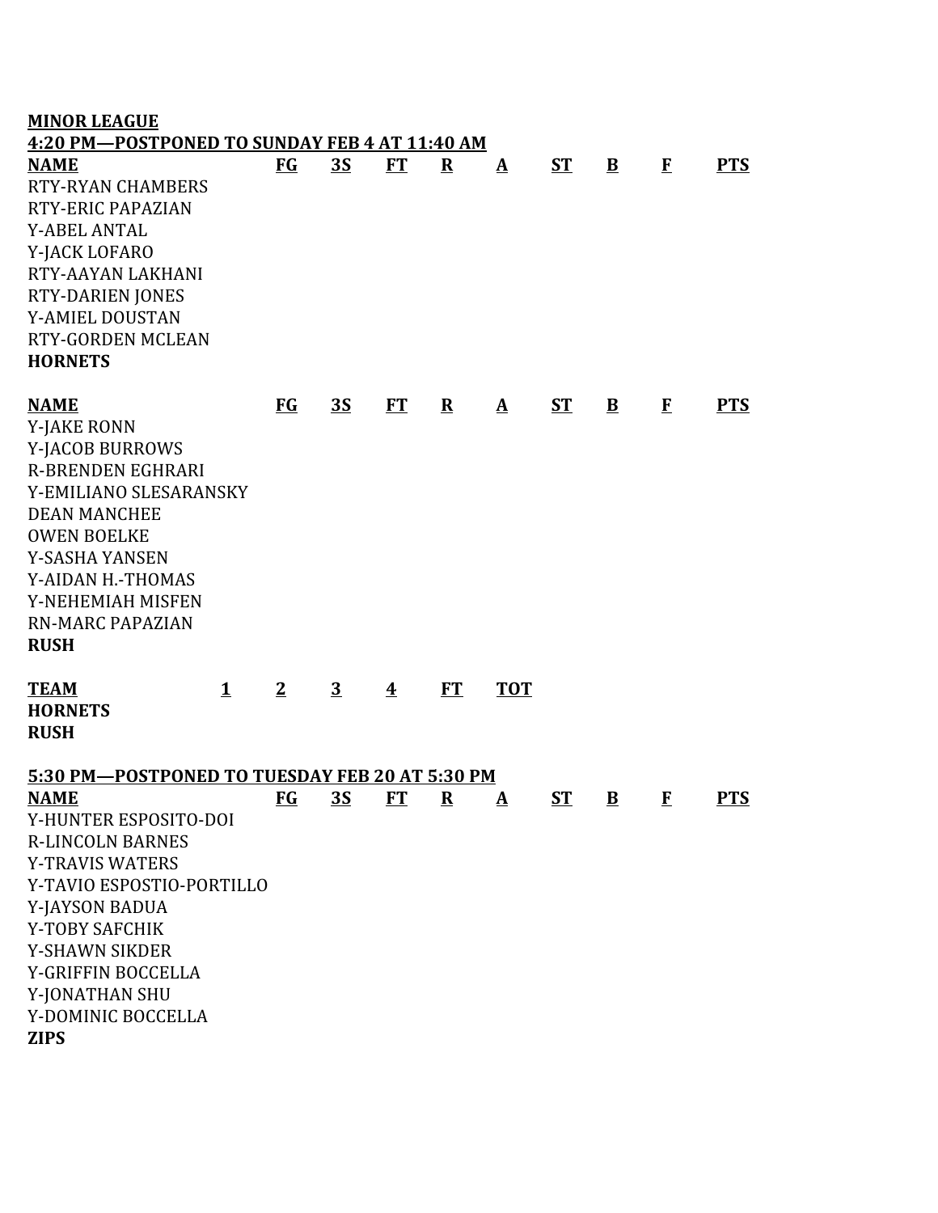**MINOR LEAGUE**

**4:20 PM—POSTPONED TO SUNDAY FEB 4 AT 11:40 AM**

| NAME | FG | 3S | FT | R | A | ST | B | F | PTS |
|---|---|---|---|---|---|---|---|---|---|
| RTY-RYAN CHAMBERS | | | | | | | | | |
| RTY-ERIC PAPAZIAN | | | | | | | | | |
| Y-ABEL ANTAL | | | | | | | | | |
| Y-JACK LOFARO | | | | | | | | | |
| RTY-AAYAN LAKHANI | | | | | | | | | |
| RTY-DARIEN JONES | | | | | | | | | |
| Y-AMIEL DOUSTAN | | | | | | | | | |
| RTY-GORDEN MCLEAN | | | | | | | | | |
| **HORNETS** | | | | | | | | | |

| NAME | FG | 3S | FT | R | A | ST | B | F | PTS |
|---|---|---|---|---|---|---|---|---|---|
| Y-JAKE RONN | | | | | | | | | |
| Y-JACOB BURROWS | | | | | | | | | |
| R-BRENDEN EGHRARI | | | | | | | | | |
| Y-EMILIANO SLESARANSKY | | | | | | | | | |
| DEAN MANCHEE | | | | | | | | | |
| OWEN BOELKE | | | | | | | | | |
| Y-SASHA YANSEN | | | | | | | | | |
| Y-AIDAN H.-THOMAS | | | | | | | | | |
| Y-NEHEMIAH MISFEN | | | | | | | | | |
| RN-MARC PAPAZIAN | | | | | | | | | |
| **RUSH** | | | | | | | | | |

| TEAM | 1 | 2 | 3 | 4 | FT | TOT |
|---|---|---|---|---|---|---|
| **HORNETS** | | | | | | |
| **RUSH** | | | | | | |

**5:30 PM—POSTPONED TO TUESDAY FEB 20 AT 5:30 PM**

| NAME | FG | 3S | FT | R | A | ST | B | F | PTS |
|---|---|---|---|---|---|---|---|---|---|
| Y-HUNTER ESPOSITO-DOI | | | | | | | | | |
| R-LINCOLN BARNES | | | | | | | | | |
| Y-TRAVIS WATERS | | | | | | | | | |
| Y-TAVIO ESPOSTIO-PORTILLO | | | | | | | | | |
| Y-JAYSON BADUA | | | | | | | | | |
| Y-TOBY SAFCHIK | | | | | | | | | |
| Y-SHAWN SIKDER | | | | | | | | | |
| Y-GRIFFIN BOCCELLA | | | | | | | | | |
| Y-JONATHAN SHU | | | | | | | | | |
| Y-DOMINIC BOCCELLA | | | | | | | | | |
| **ZIPS** | | | | | | | | | |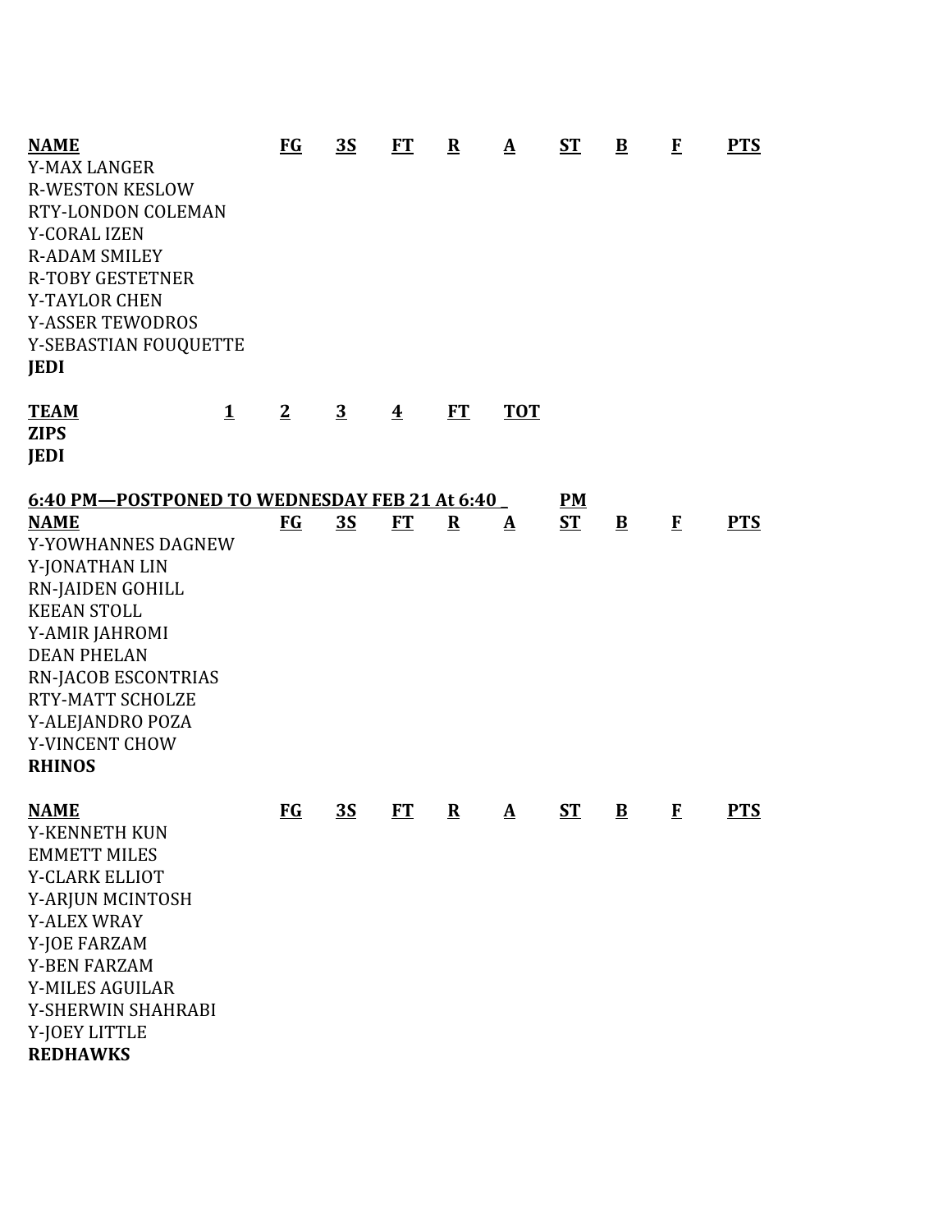| NAME | FG | 3S | FT | R | A | ST | B | F | PTS |
|---|---|---|---|---|---|---|---|---|---|
| Y-MAX LANGER | | | | | | | | | |
| R-WESTON KESLOW | | | | | | | | | |
| RTY-LONDON COLEMAN | | | | | | | | | |
| Y-CORAL IZEN | | | | | | | | | |
| R-ADAM SMILEY | | | | | | | | | |
| R-TOBY GESTETNER | | | | | | | | | |
| Y-TAYLOR CHEN | | | | | | | | | |
| Y-ASSER TEWODROS | | | | | | | | | |
| Y-SEBASTIAN FOUQUETTE | | | | | | | | | |
| **JEDI** | | | | | | | | | |

| TEAM | 1 | 2 | 3 | 4 | FT | TOT |
|---|---|---|---|---|---|---|
| **ZIPS** | | | | | | |
| **JEDI** | | | | | | |

**6:40 PM—POSTPONED TO WEDNESDAY FEB 21 At 6:40 _ PM**

| NAME | FG | 3S | FT | R | A | ST | B | F | PTS |
|---|---|---|---|---|---|---|---|---|---|
| Y-YOWHANNES DAGNEW | | | | | | | | | |
| Y-JONATHAN LIN | | | | | | | | | |
| RN-JAIDEN GOHILL | | | | | | | | | |
| KEEAN STOLL | | | | | | | | | |
| Y-AMIR JAHROMI | | | | | | | | | |
| DEAN PHELAN | | | | | | | | | |
| RN-JACOB ESCONTRIAS | | | | | | | | | |
| RTY-MATT SCHOLZE | | | | | | | | | |
| Y-ALEJANDRO POZA | | | | | | | | | |
| Y-VINCENT CHOW | | | | | | | | | |
| **RHINOS** | | | | | | | | | |

| NAME | FG | 3S | FT | R | A | ST | B | F | PTS |
|---|---|---|---|---|---|---|---|---|---|
| Y-KENNETH KUN | | | | | | | | | |
| EMMETT MILES | | | | | | | | | |
| Y-CLARK ELLIOT | | | | | | | | | |
| Y-ARJUN MCINTOSH | | | | | | | | | |
| Y-ALEX WRAY | | | | | | | | | |
| Y-JOE FARZAM | | | | | | | | | |
| Y-BEN FARZAM | | | | | | | | | |
| Y-MILES AGUILAR | | | | | | | | | |
| Y-SHERWIN SHAHRABI | | | | | | | | | |
| Y-JOEY LITTLE | | | | | | | | | |
| **REDHAWKS** | | | | | | | | | |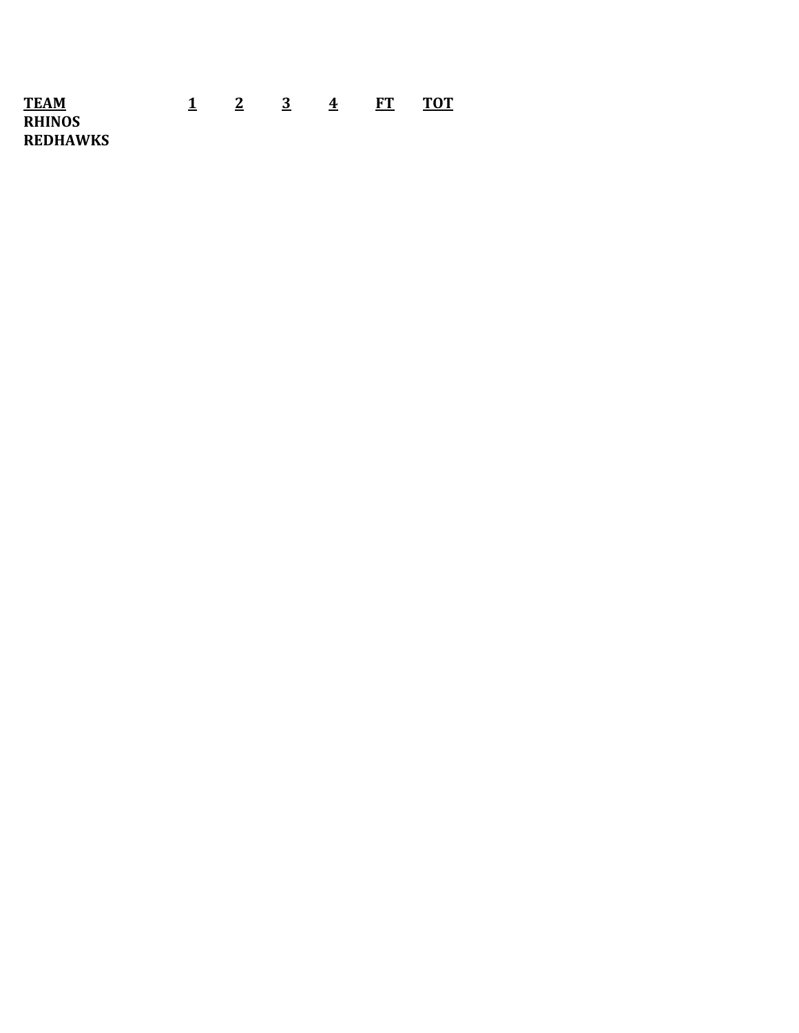| TEAM | 1 | 2 | 3 | 4 | FT | TOT |
|---|---|---|---|---|---|---|
| RHINOS | | | | | | |
| REDHAWKS | | | | | | |